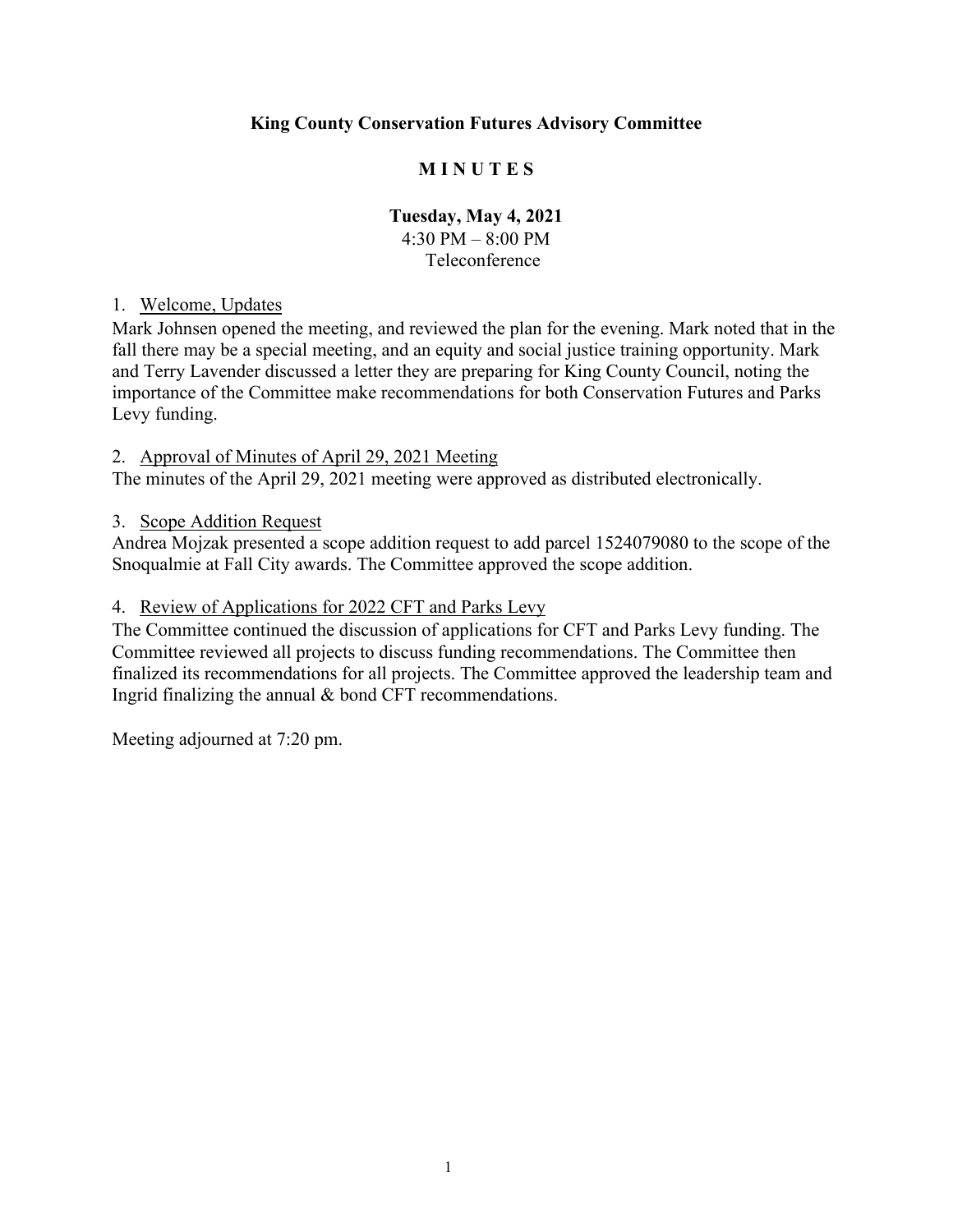# King County Conservation Futures Advisory Committee

## M I N U T E S

**Tuesday, May 4, 2021**
4:30 PM – 8:00 PM
Teleconference

1. <u>Welcome, Updates</u>

Mark Johnsen opened the meeting, and reviewed the plan for the evening. Mark noted that in the fall there may be a special meeting, and an equity and social justice training opportunity. Mark and Terry Lavender discussed a letter they are preparing for King County Council, noting the importance of the Committee make recommendations for both Conservation Futures and Parks Levy funding.

2. <u>Approval of Minutes of April 29, 2021 Meeting</u>

The minutes of the April 29, 2021 meeting were approved as distributed electronically.

3. <u>Scope Addition Request</u>

Andrea Mojzak presented a scope addition request to add parcel 1524079080 to the scope of the Snoqualmie at Fall City awards. The Committee approved the scope addition.

4. <u>Review of Applications for 2022 CFT and Parks Levy</u>

The Committee continued the discussion of applications for CFT and Parks Levy funding. The Committee reviewed all projects to discuss funding recommendations. The Committee then finalized its recommendations for all projects. The Committee approved the leadership team and Ingrid finalizing the annual & bond CFT recommendations.

Meeting adjourned at 7:20 pm.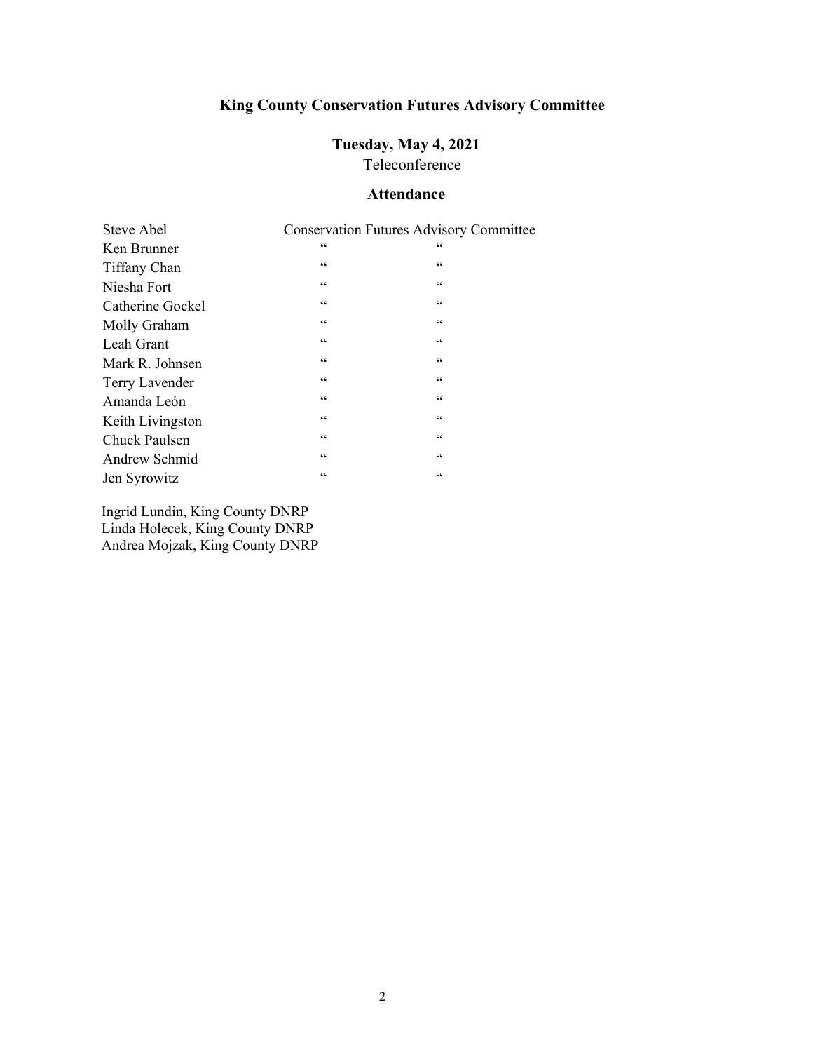# King County Conservation Futures Advisory Committee

## Tuesday, May 4, 2021

Teleconference

## Attendance

| | | |
|---|---|---|
| Steve Abel | Conservation Futures Advisory Committee | |
| Ken Brunner | " | " |
| Tiffany Chan | " | " |
| Niesha Fort | " | " |
| Catherine Gockel | " | " |
| Molly Graham | " | " |
| Leah Grant | " | " |
| Mark R. Johnsen | " | " |
| Terry Lavender | " | " |
| Amanda León | " | " |
| Keith Livingston | " | " |
| Chuck Paulsen | " | " |
| Andrew Schmid | " | " |
| Jen Syrowitz | " | " |

Ingrid Lundin, King County DNRP
Linda Holecek, King County DNRP
Andrea Mojzak, King County DNRP